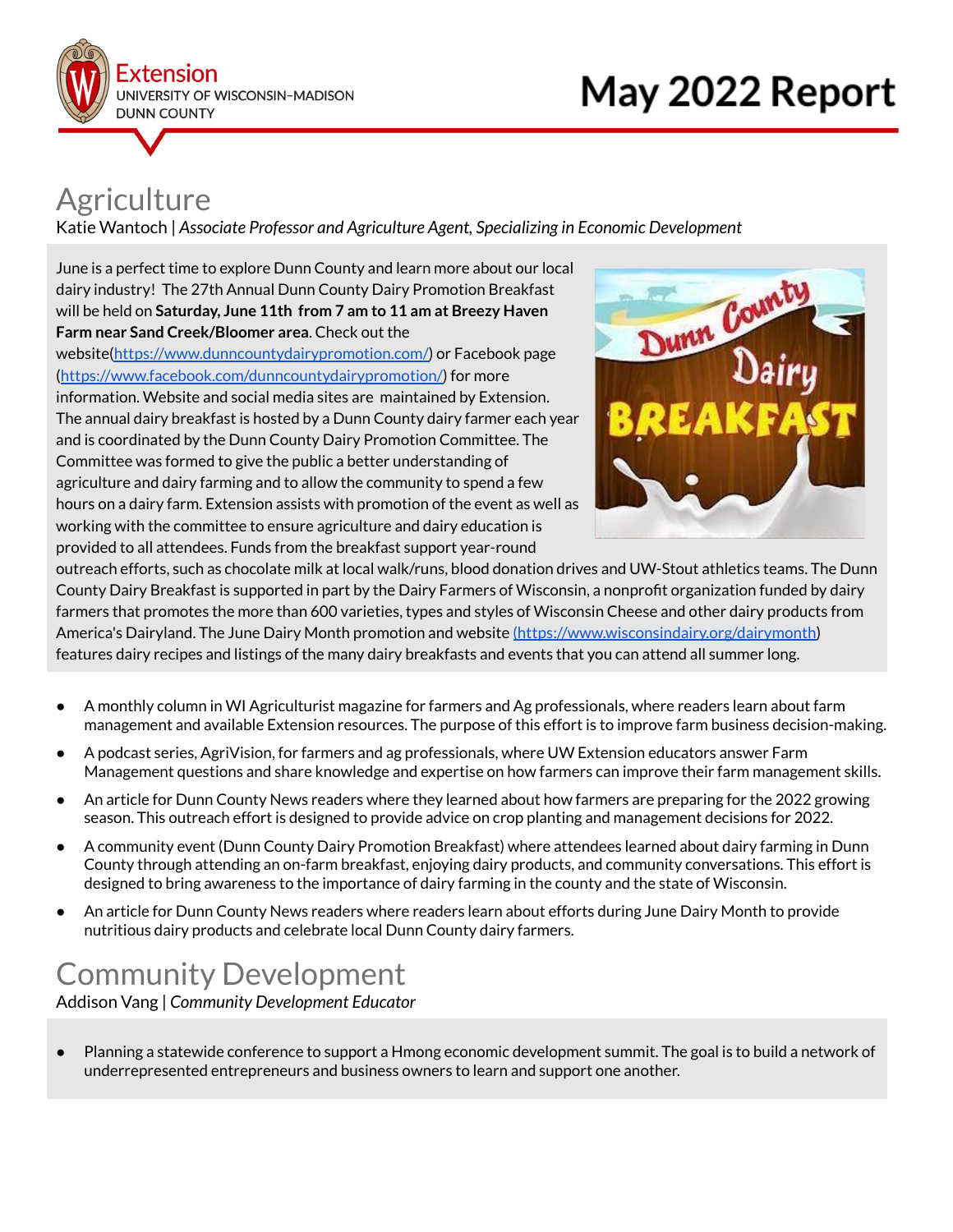Extension
UNIVERSITY OF WISCONSIN-MADISON
DUNN COUNTY

# May 2022 Report

## Agriculture

Katie Wantoch | *Associate Professor and Agriculture Agent, Specializing in Economic Development*

June is a perfect time to explore Dunn County and learn more about our local dairy industry! The 27th Annual Dunn County Dairy Promotion Breakfast will be held on **Saturday, June 11th from 7 am to 11 am at Breezy Haven Farm near Sand Creek/Bloomer area**. Check out the website(https://www.dunncountydairypromotion.com/) or Facebook page (https://www.facebook.com/dunncountydairypromotion/) for more information. Website and social media sites are maintained by Extension. The annual dairy breakfast is hosted by a Dunn County dairy farmer each year and is coordinated by the Dunn County Dairy Promotion Committee. The Committee was formed to give the public a better understanding of agriculture and dairy farming and to allow the community to spend a few hours on a dairy farm. Extension assists with promotion of the event as well as working with the committee to ensure agriculture and dairy education is provided to all attendees. Funds from the breakfast support year-round outreach efforts, such as chocolate milk at local walk/runs, blood donation drives and UW-Stout athletics teams. The Dunn County Dairy Breakfast is supported in part by the Dairy Farmers of Wisconsin, a nonprofit organization funded by dairy farmers that promotes the more than 600 varieties, types and styles of Wisconsin Cheese and other dairy products from America's Dairyland. The June Dairy Month promotion and website (https://www.wisconsindairy.org/dairymonth) features dairy recipes and listings of the many dairy breakfasts and events that you can attend all summer long.

- A monthly column in WI Agriculturist magazine for farmers and Ag professionals, where readers learn about farm management and available Extension resources. The purpose of this effort is to improve farm business decision-making.
- A podcast series, AgriVision, for farmers and ag professionals, where UW Extension educators answer Farm Management questions and share knowledge and expertise on how farmers can improve their farm management skills.
- An article for Dunn County News readers where they learned about how farmers are preparing for the 2022 growing season. This outreach effort is designed to provide advice on crop planting and management decisions for 2022.
- A community event (Dunn County Dairy Promotion Breakfast) where attendees learned about dairy farming in Dunn County through attending an on-farm breakfast, enjoying dairy products, and community conversations. This effort is designed to bring awareness to the importance of dairy farming in the county and the state of Wisconsin.
- An article for Dunn County News readers where readers learn about efforts during June Dairy Month to provide nutritious dairy products and celebrate local Dunn County dairy farmers.

## Community Development

Addison Vang | *Community Development Educator*

- Planning a statewide conference to support a Hmong economic development summit. The goal is to build a network of underrepresented entrepreneurs and business owners to learn and support one another.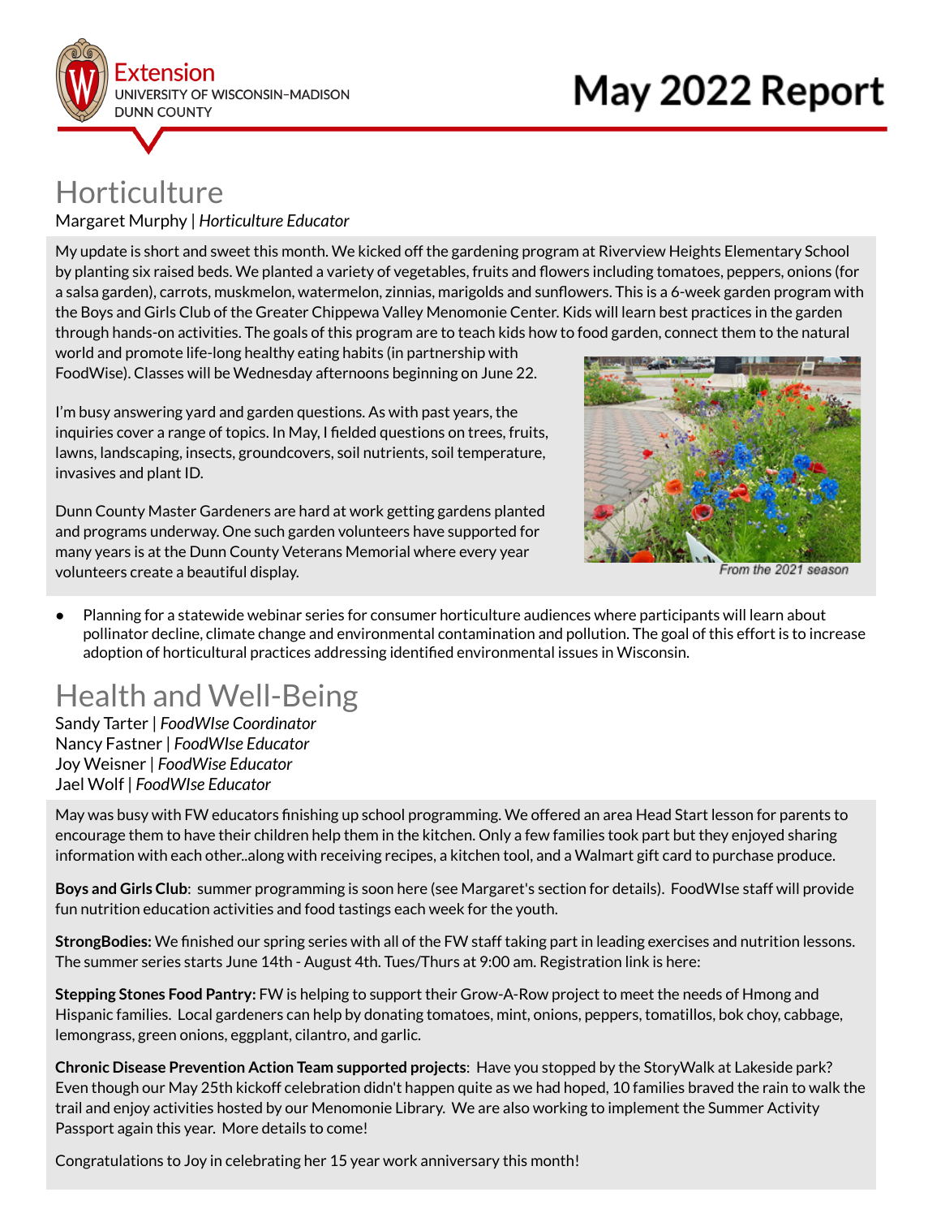# May 2022 Report

Extension
UNIVERSITY OF WISCONSIN-MADISON
DUNN COUNTY

## Horticulture

Margaret Murphy | *Horticulture Educator*

My update is short and sweet this month. We kicked off the gardening program at Riverview Heights Elementary School by planting six raised beds. We planted a variety of vegetables, fruits and flowers including tomatoes, peppers, onions (for a salsa garden), carrots, muskmelon, watermelon, zinnias, marigolds and sunflowers. This is a 6-week garden program with the Boys and Girls Club of the Greater Chippewa Valley Menomonie Center. Kids will learn best practices in the garden through hands-on activities. The goals of this program are to teach kids how to food garden, connect them to the natural world and promote life-long healthy eating habits (in partnership with FoodWise). Classes will be Wednesday afternoons beginning on June 22.

I'm busy answering yard and garden questions. As with past years, the inquiries cover a range of topics. In May, I fielded questions on trees, fruits, lawns, landscaping, insects, groundcovers, soil nutrients, soil temperature, invasives and plant ID.

Dunn County Master Gardeners are hard at work getting gardens planted and programs underway. One such garden volunteers have supported for many years is at the Dunn County Veterans Memorial where every year volunteers create a beautiful display.

From the 2021 season

- Planning for a statewide webinar series for consumer horticulture audiences where participants will learn about pollinator decline, climate change and environmental contamination and pollution. The goal of this effort is to increase adoption of horticultural practices addressing identified environmental issues in Wisconsin.

## Health and Well-Being

Sandy Tarter | *FoodWIse Coordinator*
Nancy Fastner | *FoodWIse Educator*
Joy Weisner | *FoodWise Educator*
Jael Wolf | *FoodWIse Educator*

May was busy with FW educators finishing up school programming. We offered an area Head Start lesson for parents to encourage them to have their children help them in the kitchen. Only a few families took part but they enjoyed sharing information with each other..along with receiving recipes, a kitchen tool, and a Walmart gift card to purchase produce.

**Boys and Girls Club**: summer programming is soon here (see Margaret's section for details). FoodWIse staff will provide fun nutrition education activities and food tastings each week for the youth.

**StrongBodies:** We finished our spring series with all of the FW staff taking part in leading exercises and nutrition lessons. The summer series starts June 14th - August 4th. Tues/Thurs at 9:00 am. Registration link is here:

**Stepping Stones Food Pantry:** FW is helping to support their Grow-A-Row project to meet the needs of Hmong and Hispanic families. Local gardeners can help by donating tomatoes, mint, onions, peppers, tomatillos, bok choy, cabbage, lemongrass, green onions, eggplant, cilantro, and garlic.

**Chronic Disease Prevention Action Team supported projects**: Have you stopped by the StoryWalk at Lakeside park? Even though our May 25th kickoff celebration didn't happen quite as we had hoped, 10 families braved the rain to walk the trail and enjoy activities hosted by our Menomonie Library. We are also working to implement the Summer Activity Passport again this year. More details to come!

Congratulations to Joy in celebrating her 15 year work anniversary this month!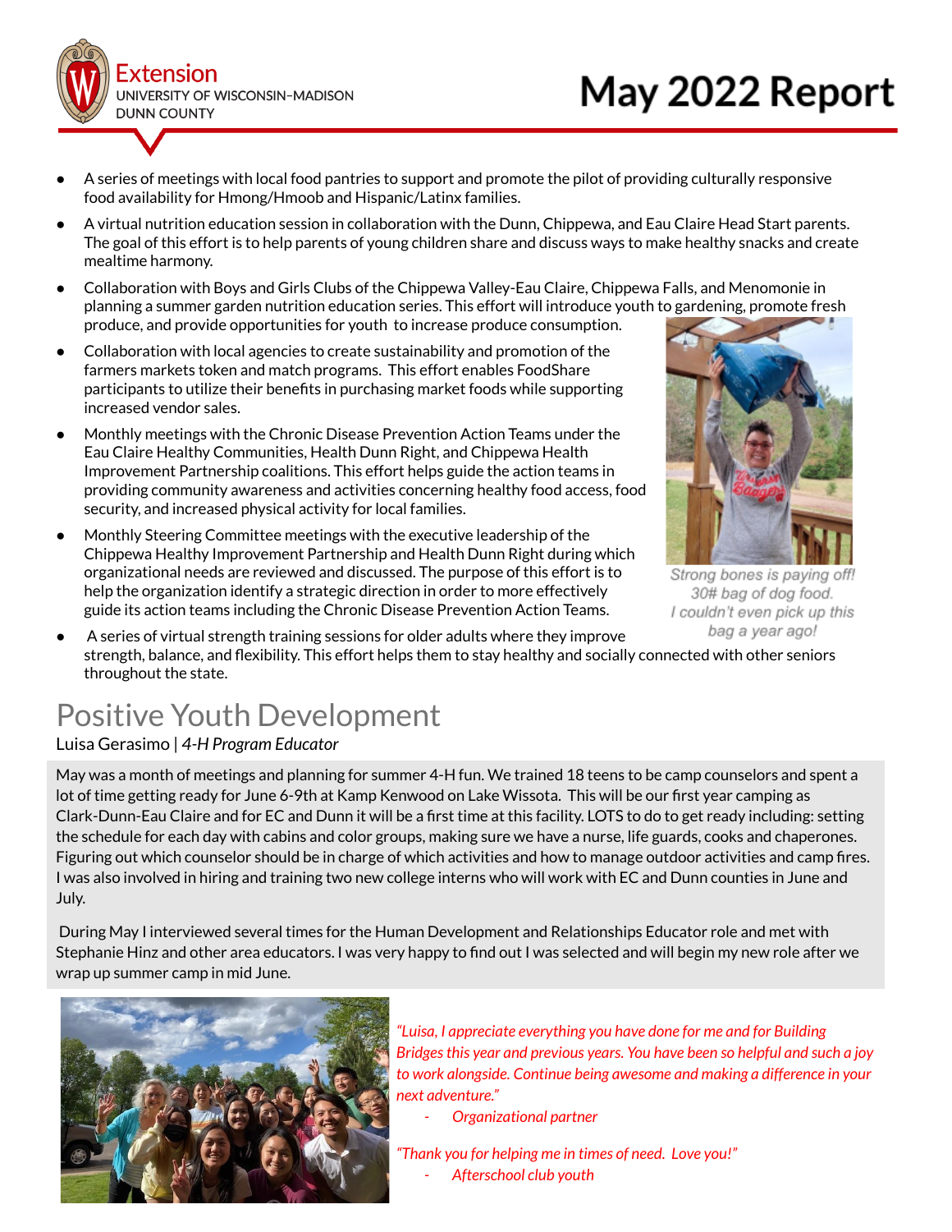- A series of meetings with local food pantries to support and promote the pilot of providing culturally responsive food availability for Hmong/Hmoob and Hispanic/Latinx families.
- A virtual nutrition education session in collaboration with the Dunn, Chippewa, and Eau Claire Head Start parents. The goal of this effort is to help parents of young children share and discuss ways to make healthy snacks and create mealtime harmony.
- Collaboration with Boys and Girls Clubs of the Chippewa Valley-Eau Claire, Chippewa Falls, and Menomonie in planning a summer garden nutrition education series. This effort will introduce youth to gardening, promote fresh produce, and provide opportunities for youth to increase produce consumption.
- Collaboration with local agencies to create sustainability and promotion of the farmers markets token and match programs. This effort enables FoodShare participants to utilize their benefits in purchasing market foods while supporting increased vendor sales.
- Monthly meetings with the Chronic Disease Prevention Action Teams under the Eau Claire Healthy Communities, Health Dunn Right, and Chippewa Health Improvement Partnership coalitions. This effort helps guide the action teams in providing community awareness and activities concerning healthy food access, food security, and increased physical activity for local families.
- Monthly Steering Committee meetings with the executive leadership of the Chippewa Healthy Improvement Partnership and Health Dunn Right during which organizational needs are reviewed and discussed. The purpose of this effort is to help the organization identify a strategic direction in order to more effectively guide its action teams including the Chronic Disease Prevention Action Teams.
- A series of virtual strength training sessions for older adults where they improve strength, balance, and flexibility. This effort helps them to stay healthy and socially connected with other seniors throughout the state.

*Strong bones is paying off! 30# bag of dog food. I couldn't even pick up this bag a year ago!*

## Positive Youth Development

Luisa Gerasimo | *4-H Program Educator*

May was a month of meetings and planning for summer 4-H fun. We trained 18 teens to be camp counselors and spent a lot of time getting ready for June 6-9th at Kamp Kenwood on Lake Wissota. This will be our first year camping as Clark-Dunn-Eau Claire and for EC and Dunn it will be a first time at this facility. LOTS to do to get ready including: setting the schedule for each day with cabins and color groups, making sure we have a nurse, life guards, cooks and chaperones. Figuring out which counselor should be in charge of which activities and how to manage outdoor activities and camp fires. I was also involved in hiring and training two new college interns who will work with EC and Dunn counties in June and July.

During May I interviewed several times for the Human Development and Relationships Educator role and met with Stephanie Hinz and other area educators. I was very happy to find out I was selected and will begin my new role after we wrap up summer camp in mid June.

*"Luisa, I appreciate everything you have done for me and for Building Bridges this year and previous years. You have been so helpful and such a joy to work alongside. Continue being awesome and making a difference in your next adventure."*

- *Organizational partner*

*"Thank you for helping me in times of need. Love you!"*

- *Afterschool club youth*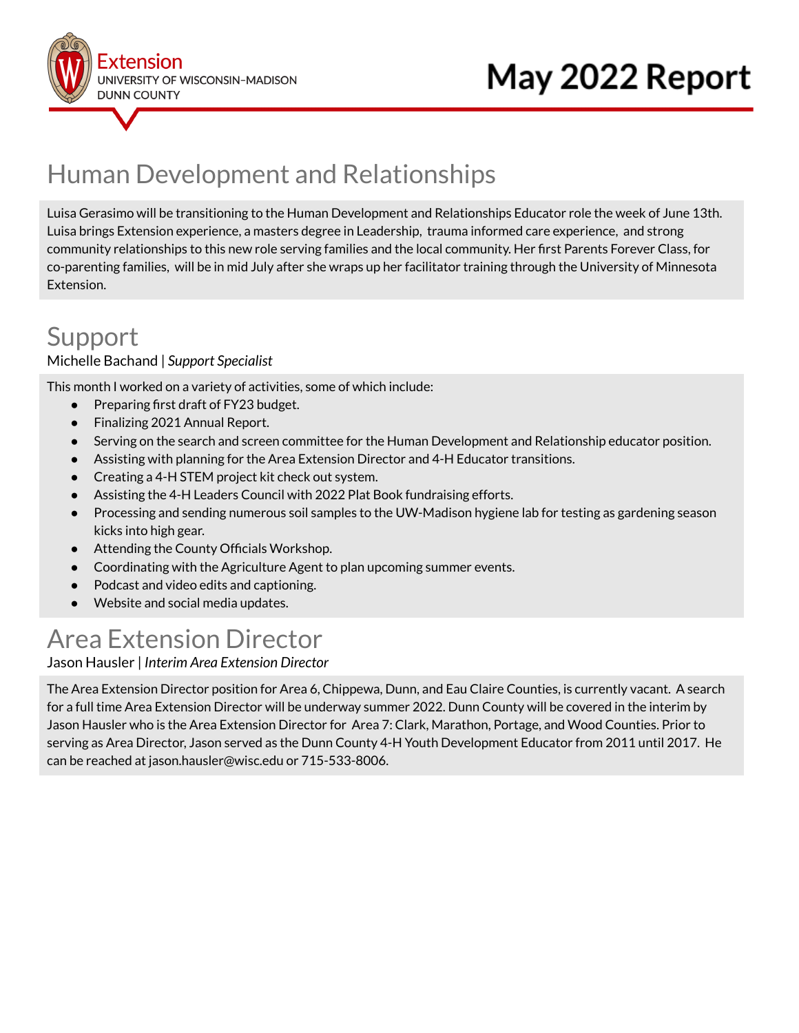# May 2022 Report

Extension
UNIVERSITY OF WISCONSIN-MADISON
DUNN COUNTY

## Human Development and Relationships

Luisa Gerasimo will be transitioning to the Human Development and Relationships Educator role the week of June 13th. Luisa brings Extension experience, a masters degree in Leadership, trauma informed care experience, and strong community relationships to this new role serving families and the local community. Her first Parents Forever Class, for co-parenting families, will be in mid July after she wraps up her facilitator training through the University of Minnesota Extension.

## Support

Michelle Bachand | *Support Specialist*

This month I worked on a variety of activities, some of which include:

- Preparing first draft of FY23 budget.
- Finalizing 2021 Annual Report.
- Serving on the search and screen committee for the Human Development and Relationship educator position.
- Assisting with planning for the Area Extension Director and 4-H Educator transitions.
- Creating a 4-H STEM project kit check out system.
- Assisting the 4-H Leaders Council with 2022 Plat Book fundraising efforts.
- Processing and sending numerous soil samples to the UW-Madison hygiene lab for testing as gardening season kicks into high gear.
- Attending the County Officials Workshop.
- Coordinating with the Agriculture Agent to plan upcoming summer events.
- Podcast and video edits and captioning.
- Website and social media updates.

## Area Extension Director

Jason Hausler | *Interim Area Extension Director*

The Area Extension Director position for Area 6, Chippewa, Dunn, and Eau Claire Counties, is currently vacant. A search for a full time Area Extension Director will be underway summer 2022. Dunn County will be covered in the interim by Jason Hausler who is the Area Extension Director for Area 7: Clark, Marathon, Portage, and Wood Counties. Prior to serving as Area Director, Jason served as the Dunn County 4-H Youth Development Educator from 2011 until 2017. He can be reached at jason.hausler@wisc.edu or 715-533-8006.